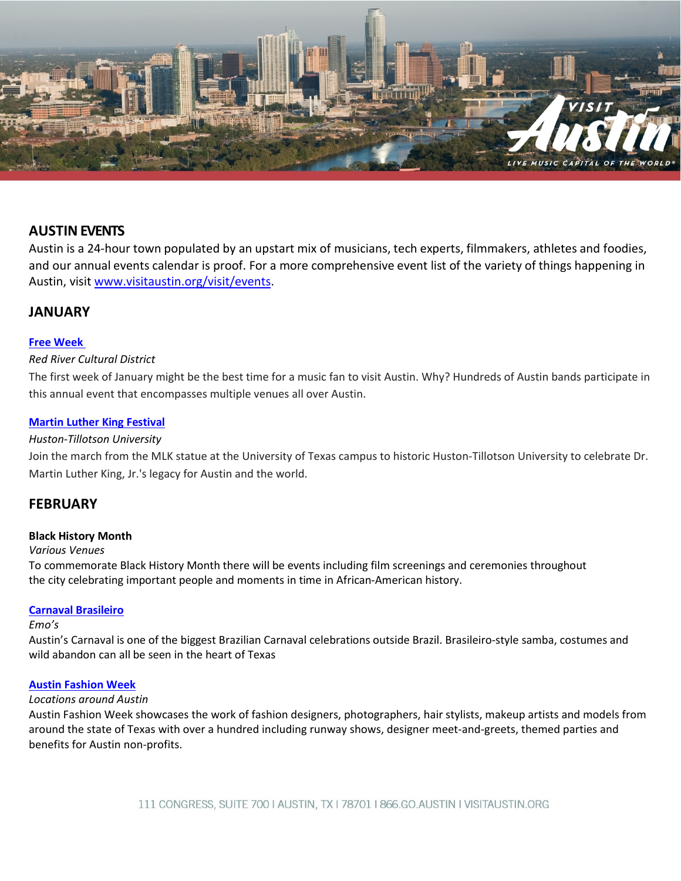## AUSTIN EVENTS

Austin is a 24-hour town populated by an upstart mix of musicians, tech experts, filmmakers, athletes and foodies, and our annual events calendar is proof. For a more comprehensive event list of the variety of things happening in Austin, visit www.visitaustin.org/visit/events.

## JANUARY

**Free Week**

*Red River Cultural District*

The first week of January might be the best time for a music fan to visit Austin. Why? Hundreds of Austin bands participate in this annual event that encompasses multiple venues all over Austin.

**Martin Luther King Festival**

*Huston-Tillotson University*

Join the march from the MLK statue at the University of Texas campus to historic Huston-Tillotson University to celebrate Dr. Martin Luther King, Jr.'s legacy for Austin and the world.

## FEBRUARY

**Black History Month**

*Various Venues*

To commemorate Black History Month there will be events including film screenings and ceremonies throughout the city celebrating important people and moments in time in African-American history.

**Carnaval Brasileiro**

*Emo's*

Austin's Carnaval is one of the biggest Brazilian Carnaval celebrations outside Brazil. Brasileiro-style samba, costumes and wild abandon can all be seen in the heart of Texas

**Austin Fashion Week**

*Locations around Austin*

Austin Fashion Week showcases the work of fashion designers, photographers, hair stylists, makeup artists and models from around the state of Texas with over a hundred including runway shows, designer meet-and-greets, themed parties and benefits for Austin non-profits.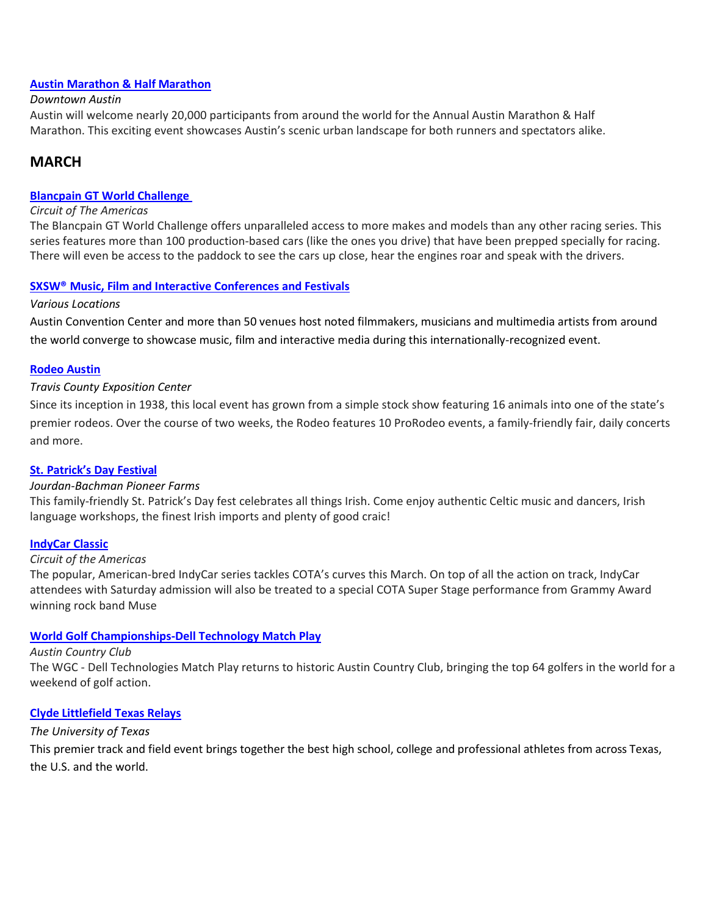### Austin Marathon & Half Marathon

*Downtown Austin*

Austin will welcome nearly 20,000 participants from around the world for the Annual Austin Marathon & Half Marathon. This exciting event showcases Austin's scenic urban landscape for both runners and spectators alike.

## MARCH

### Blancpain GT World Challenge

*Circuit of The Americas*

The Blancpain GT World Challenge offers unparalleled access to more makes and models than any other racing series. This series features more than 100 production-based cars (like the ones you drive) that have been prepped specially for racing. There will even be access to the paddock to see the cars up close, hear the engines roar and speak with the drivers.

### SXSW® Music, Film and Interactive Conferences and Festivals

*Various Locations*

Austin Convention Center and more than 50 venues host noted filmmakers, musicians and multimedia artists from around the world converge to showcase music, film and interactive media during this internationally-recognized event.

### Rodeo Austin

*Travis County Exposition Center*

Since its inception in 1938, this local event has grown from a simple stock show featuring 16 animals into one of the state's premier rodeos. Over the course of two weeks, the Rodeo features 10 ProRodeo events, a family-friendly fair, daily concerts and more.

### St. Patrick's Day Festival

*Jourdan-Bachman Pioneer Farms*

This family-friendly St. Patrick's Day fest celebrates all things Irish. Come enjoy authentic Celtic music and dancers, Irish language workshops, the finest Irish imports and plenty of good craic!

### IndyCar Classic

*Circuit of the Americas*

The popular, American-bred IndyCar series tackles COTA's curves this March. On top of all the action on track, IndyCar attendees with Saturday admission will also be treated to a special COTA Super Stage performance from Grammy Award winning rock band Muse

### World Golf Championships-Dell Technology Match Play

*Austin Country Club*

The WGC - Dell Technologies Match Play returns to historic Austin Country Club, bringing the top 64 golfers in the world for a weekend of golf action.

### Clyde Littlefield Texas Relays

*The University of Texas*

This premier track and field event brings together the best high school, college and professional athletes from across Texas, the U.S. and the world.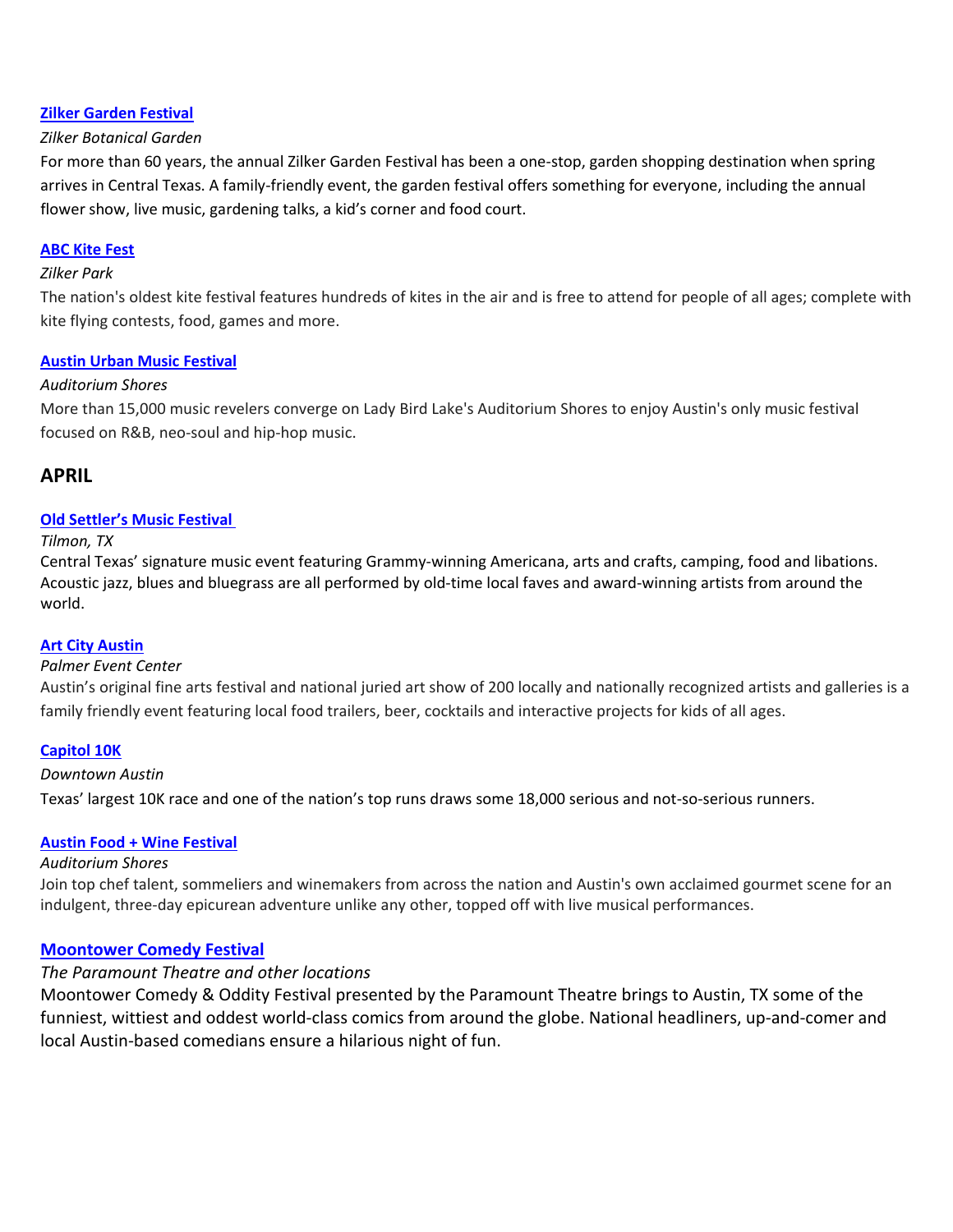**Zilker Garden Festival**

*Zilker Botanical Garden*

For more than 60 years, the annual Zilker Garden Festival has been a one-stop, garden shopping destination when spring arrives in Central Texas. A family-friendly event, the garden festival offers something for everyone, including the annual flower show, live music, gardening talks, a kid's corner and food court.

**ABC Kite Fest**

*Zilker Park*

The nation's oldest kite festival features hundreds of kites in the air and is free to attend for people of all ages; complete with kite flying contests, food, games and more.

**Austin Urban Music Festival**

*Auditorium Shores*

More than 15,000 music revelers converge on Lady Bird Lake's Auditorium Shores to enjoy Austin's only music festival focused on R&B, neo-soul and hip-hop music.

## APRIL

**Old Settler's Music Festival**

*Tilmon, TX*

Central Texas' signature music event featuring Grammy-winning Americana, arts and crafts, camping, food and libations. Acoustic jazz, blues and bluegrass are all performed by old-time local faves and award-winning artists from around the world.

**Art City Austin**

*Palmer Event Center*

Austin's original fine arts festival and national juried art show of 200 locally and nationally recognized artists and galleries is a family friendly event featuring local food trailers, beer, cocktails and interactive projects for kids of all ages.

**Capitol 10K**

*Downtown Austin*

Texas' largest 10K race and one of the nation's top runs draws some 18,000 serious and not-so-serious runners.

**Austin Food + Wine Festival**

*Auditorium Shores*

Join top chef talent, sommeliers and winemakers from across the nation and Austin's own acclaimed gourmet scene for an indulgent, three-day epicurean adventure unlike any other, topped off with live musical performances.

**Moontower Comedy Festival**

*The Paramount Theatre and other locations*

Moontower Comedy & Oddity Festival presented by the Paramount Theatre brings to Austin, TX some of the funniest, wittiest and oddest world-class comics from around the globe. National headliners, up-and-comer and local Austin-based comedians ensure a hilarious night of fun.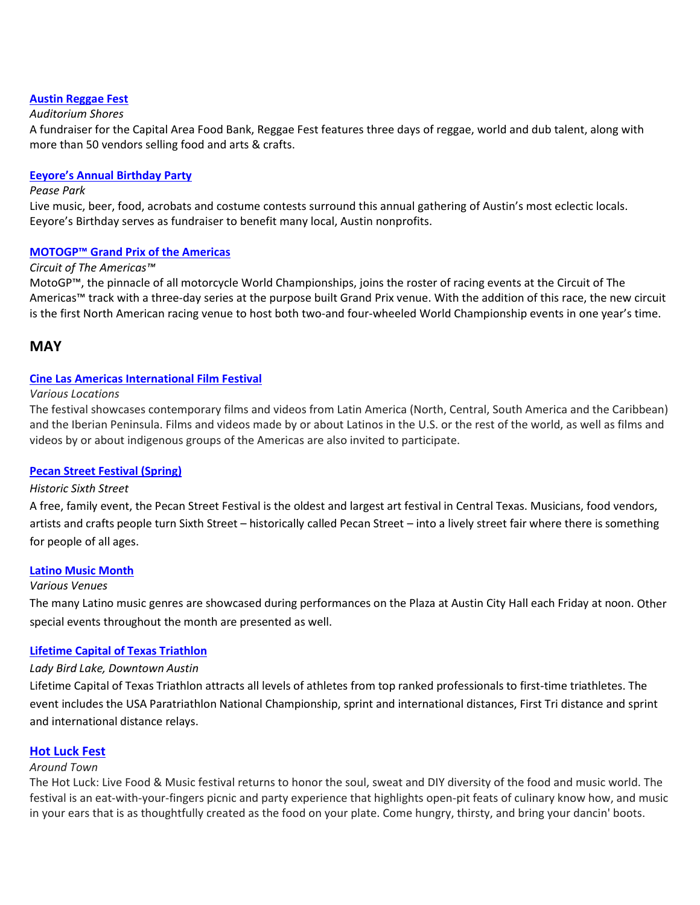**Austin Reggae Fest**

*Auditorium Shores*

A fundraiser for the Capital Area Food Bank, Reggae Fest features three days of reggae, world and dub talent, along with more than 50 vendors selling food and arts & crafts.

**Eeyore's Annual Birthday Party**

*Pease Park*

Live music, beer, food, acrobats and costume contests surround this annual gathering of Austin's most eclectic locals. Eeyore's Birthday serves as fundraiser to benefit many local, Austin nonprofits.

**MOTOGP™ Grand Prix of the Americas**

*Circuit of The Americas™*

MotoGP™, the pinnacle of all motorcycle World Championships, joins the roster of racing events at the Circuit of The Americas™ track with a three-day series at the purpose built Grand Prix venue. With the addition of this race, the new circuit is the first North American racing venue to host both two-and four-wheeled World Championship events in one year's time.

## MAY

**Cine Las Americas International Film Festival**

*Various Locations*

The festival showcases contemporary films and videos from Latin America (North, Central, South America and the Caribbean) and the Iberian Peninsula. Films and videos made by or about Latinos in the U.S. or the rest of the world, as well as films and videos by or about indigenous groups of the Americas are also invited to participate.

**Pecan Street Festival (Spring)**

*Historic Sixth Street*

A free, family event, the Pecan Street Festival is the oldest and largest art festival in Central Texas. Musicians, food vendors, artists and crafts people turn Sixth Street – historically called Pecan Street – into a lively street fair where there is something for people of all ages.

**Latino Music Month**

*Various Venues*

The many Latino music genres are showcased during performances on the Plaza at Austin City Hall each Friday at noon. Other special events throughout the month are presented as well.

**Lifetime Capital of Texas Triathlon**

*Lady Bird Lake, Downtown Austin*

Lifetime Capital of Texas Triathlon attracts all levels of athletes from top ranked professionals to first-time triathletes. The event includes the USA Paratriathlon National Championship, sprint and international distances, First Tri distance and sprint and international distance relays.

**Hot Luck Fest**

*Around Town*

The Hot Luck: Live Food & Music festival returns to honor the soul, sweat and DIY diversity of the food and music world. The festival is an eat-with-your-fingers picnic and party experience that highlights open-pit feats of culinary know how, and music in your ears that is as thoughtfully created as the food on your plate. Come hungry, thirsty, and bring your dancin' boots.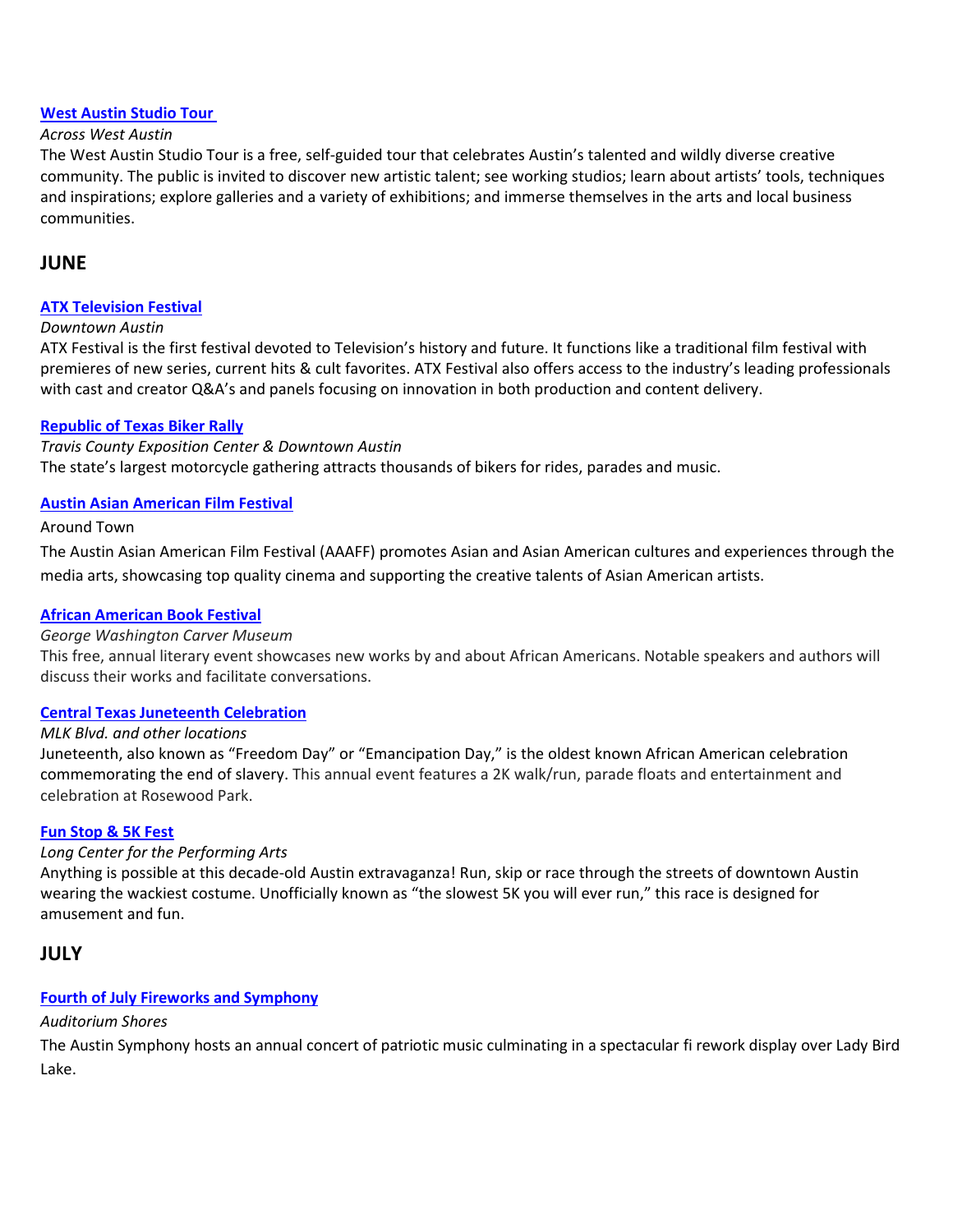**West Austin Studio Tour**

*Across West Austin*

The West Austin Studio Tour is a free, self-guided tour that celebrates Austin's talented and wildly diverse creative community. The public is invited to discover new artistic talent; see working studios; learn about artists' tools, techniques and inspirations; explore galleries and a variety of exhibitions; and immerse themselves in the arts and local business communities.

## JUNE

**ATX Television Festival**

*Downtown Austin*

ATX Festival is the first festival devoted to Television's history and future. It functions like a traditional film festival with premieres of new series, current hits & cult favorites. ATX Festival also offers access to the industry's leading professionals with cast and creator Q&A's and panels focusing on innovation in both production and content delivery.

**Republic of Texas Biker Rally**

*Travis County Exposition Center & Downtown Austin*

The state's largest motorcycle gathering attracts thousands of bikers for rides, parades and music.

**Austin Asian American Film Festival**

Around Town

The Austin Asian American Film Festival (AAAFF) promotes Asian and Asian American cultures and experiences through the media arts, showcasing top quality cinema and supporting the creative talents of Asian American artists.

**African American Book Festival**

*George Washington Carver Museum*

This free, annual literary event showcases new works by and about African Americans. Notable speakers and authors will discuss their works and facilitate conversations.

**Central Texas Juneteenth Celebration**

*MLK Blvd. and other locations*

Juneteenth, also known as "Freedom Day" or "Emancipation Day," is the oldest known African American celebration commemorating the end of slavery. This annual event features a 2K walk/run, parade floats and entertainment and celebration at Rosewood Park.

**Fun Stop & 5K Fest**

*Long Center for the Performing Arts*

Anything is possible at this decade-old Austin extravaganza! Run, skip or race through the streets of downtown Austin wearing the wackiest costume. Unofficially known as "the slowest 5K you will ever run," this race is designed for amusement and fun.

## JULY

**Fourth of July Fireworks and Symphony**

*Auditorium Shores*

The Austin Symphony hosts an annual concert of patriotic music culminating in a spectacular fi rework display over Lady Bird Lake.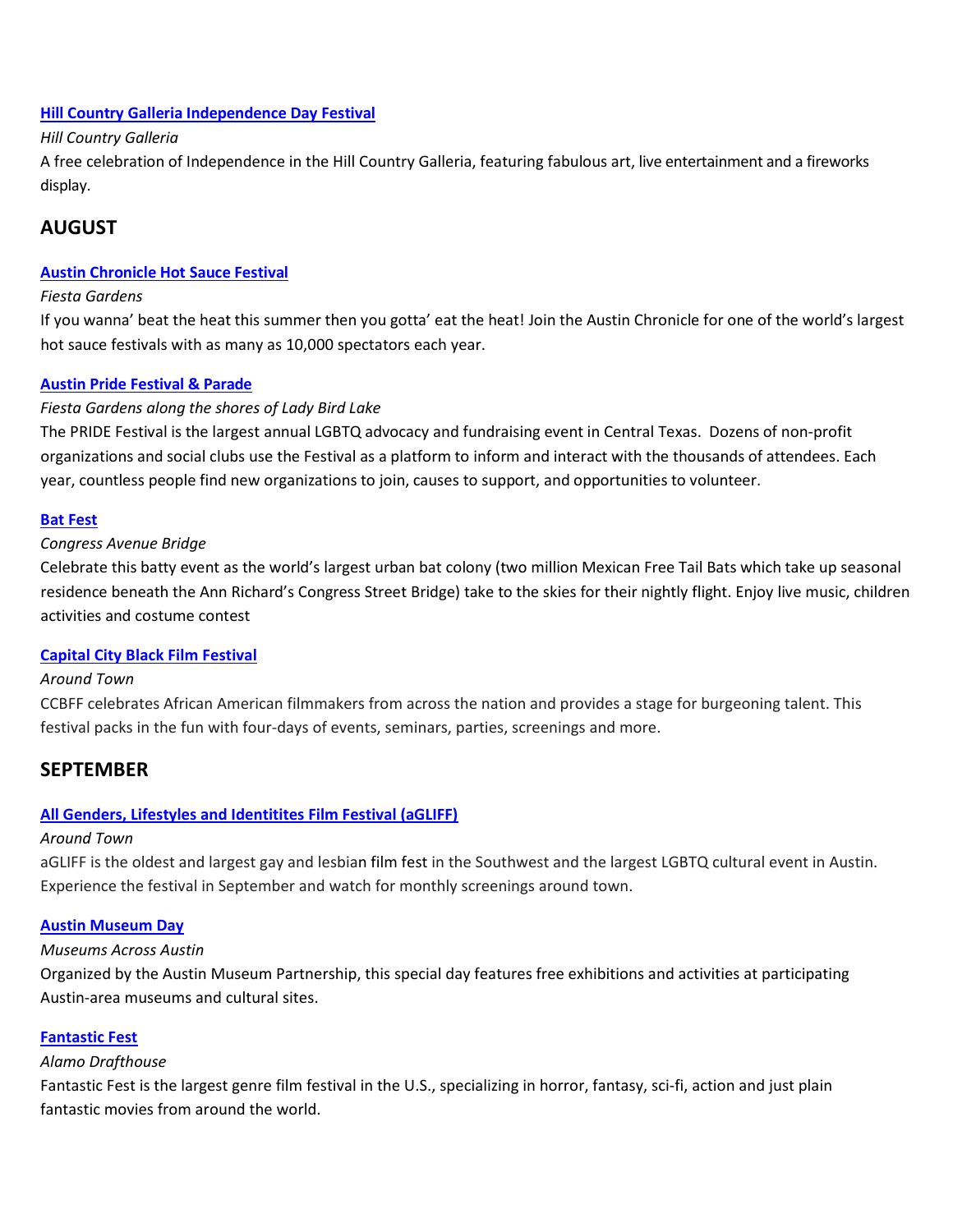[Hill Country Galleria Independence Day Festival]

*Hill Country Galleria*

A free celebration of Independence in the Hill Country Galleria, featuring fabulous art, live entertainment and a fireworks display.

## AUGUST

[Austin Chronicle Hot Sauce Festival]

*Fiesta Gardens*

If you wanna' beat the heat this summer then you gotta' eat the heat! Join the Austin Chronicle for one of the world's largest hot sauce festivals with as many as 10,000 spectators each year.

[Austin Pride Festival & Parade]

*Fiesta Gardens along the shores of Lady Bird Lake*

The PRIDE Festival is the largest annual LGBTQ advocacy and fundraising event in Central Texas. Dozens of non-profit organizations and social clubs use the Festival as a platform to inform and interact with the thousands of attendees. Each year, countless people find new organizations to join, causes to support, and opportunities to volunteer.

[Bat Fest]

*Congress Avenue Bridge*

Celebrate this batty event as the world's largest urban bat colony (two million Mexican Free Tail Bats which take up seasonal residence beneath the Ann Richard's Congress Street Bridge) take to the skies for their nightly flight. Enjoy live music, children activities and costume contest

[Capital City Black Film Festival]

*Around Town*

CCBFF celebrates African American filmmakers from across the nation and provides a stage for burgeoning talent. This festival packs in the fun with four-days of events, seminars, parties, screenings and more.

## SEPTEMBER

[All Genders, Lifestyles and Identitites Film Festival (aGLIFF)]

*Around Town*

aGLIFF is the oldest and largest gay and lesbian film fest in the Southwest and the largest LGBTQ cultural event in Austin. Experience the festival in September and watch for monthly screenings around town.

[Austin Museum Day]

*Museums Across Austin*

Organized by the Austin Museum Partnership, this special day features free exhibitions and activities at participating Austin-area museums and cultural sites.

[Fantastic Fest]

*Alamo Drafthouse*

Fantastic Fest is the largest genre film festival in the U.S., specializing in horror, fantasy, sci-fi, action and just plain fantastic movies from around the world.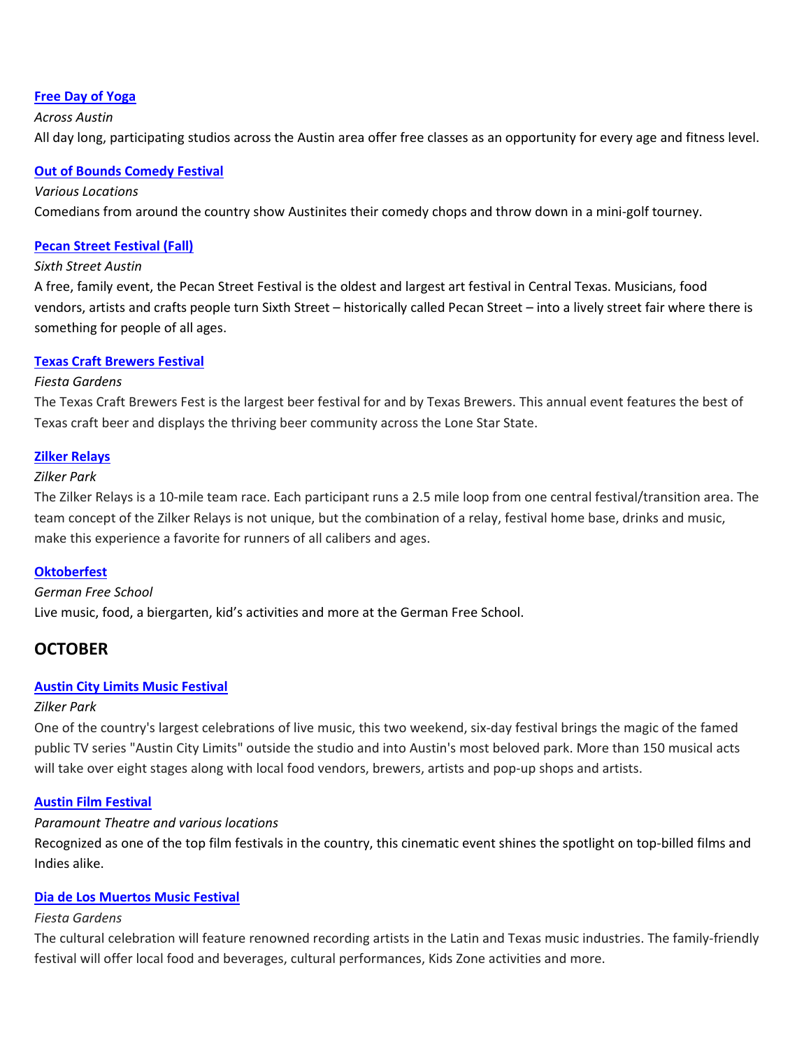[Free Day of Yoga](#)

*Across Austin*

All day long, participating studios across the Austin area offer free classes as an opportunity for every age and fitness level.

[Out of Bounds Comedy Festival](#)

*Various Locations*

Comedians from around the country show Austinites their comedy chops and throw down in a mini-golf tourney.

[Pecan Street Festival (Fall)](#)

*Sixth Street Austin*

A free, family event, the Pecan Street Festival is the oldest and largest art festival in Central Texas. Musicians, food vendors, artists and crafts people turn Sixth Street – historically called Pecan Street – into a lively street fair where there is something for people of all ages.

[Texas Craft Brewers Festival](#)

*Fiesta Gardens*

The Texas Craft Brewers Fest is the largest beer festival for and by Texas Brewers. This annual event features the best of Texas craft beer and displays the thriving beer community across the Lone Star State.

[Zilker Relays](#)

*Zilker Park*

The Zilker Relays is a 10-mile team race. Each participant runs a 2.5 mile loop from one central festival/transition area. The team concept of the Zilker Relays is not unique, but the combination of a relay, festival home base, drinks and music, make this experience a favorite for runners of all calibers and ages.

[Oktoberfest](#)

*German Free School*

Live music, food, a biergarten, kid's activities and more at the German Free School.

## OCTOBER

[Austin City Limits Music Festival](#)

*Zilker Park*

One of the country's largest celebrations of live music, this two weekend, six-day festival brings the magic of the famed public TV series "Austin City Limits" outside the studio and into Austin's most beloved park. More than 150 musical acts will take over eight stages along with local food vendors, brewers, artists and pop-up shops and artists.

[Austin Film Festival](#)

*Paramount Theatre and various locations*

Recognized as one of the top film festivals in the country, this cinematic event shines the spotlight on top-billed films and Indies alike.

[Dia de Los Muertos Music Festival](#)

*Fiesta Gardens*

The cultural celebration will feature renowned recording artists in the Latin and Texas music industries. The family-friendly festival will offer local food and beverages, cultural performances, Kids Zone activities and more.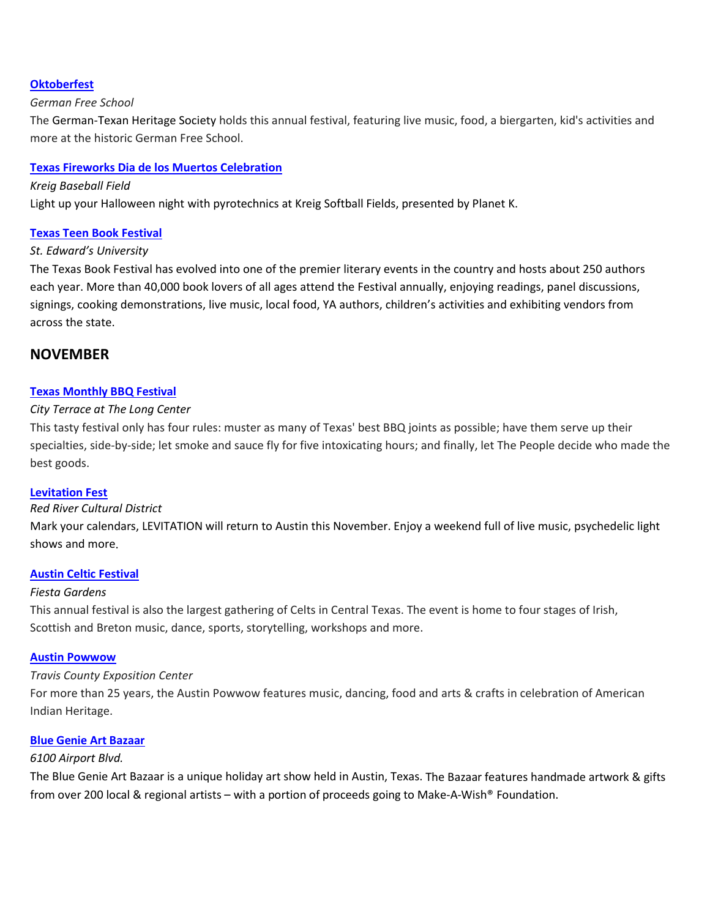**Oktoberfest**

*German Free School*

The German-Texan Heritage Society holds this annual festival, featuring live music, food, a biergarten, kid's activities and more at the historic German Free School.

**Texas Fireworks Dia de los Muertos Celebration**

*Kreig Baseball Field*

Light up your Halloween night with pyrotechnics at Kreig Softball Fields, presented by Planet K.

**Texas Teen Book Festival**

*St. Edward's University*

The Texas Book Festival has evolved into one of the premier literary events in the country and hosts about 250 authors each year. More than 40,000 book lovers of all ages attend the Festival annually, enjoying readings, panel discussions, signings, cooking demonstrations, live music, local food, YA authors, children's activities and exhibiting vendors from across the state.

## NOVEMBER

**Texas Monthly BBQ Festival**

*City Terrace at The Long Center*

This tasty festival only has four rules: muster as many of Texas' best BBQ joints as possible; have them serve up their specialties, side-by-side; let smoke and sauce fly for five intoxicating hours; and finally, let The People decide who made the best goods.

**Levitation Fest**

*Red River Cultural District*

Mark your calendars, LEVITATION will return to Austin this November. Enjoy a weekend full of live music, psychedelic light shows and more.

**Austin Celtic Festival**

*Fiesta Gardens*

This annual festival is also the largest gathering of Celts in Central Texas. The event is home to four stages of Irish, Scottish and Breton music, dance, sports, storytelling, workshops and more.

**Austin Powwow**

*Travis County Exposition Center*

For more than 25 years, the Austin Powwow features music, dancing, food and arts & crafts in celebration of American Indian Heritage.

**Blue Genie Art Bazaar**

*6100 Airport Blvd.*

The Blue Genie Art Bazaar is a unique holiday art show held in Austin, Texas. The Bazaar features handmade artwork & gifts from over 200 local & regional artists – with a portion of proceeds going to Make-A-Wish® Foundation.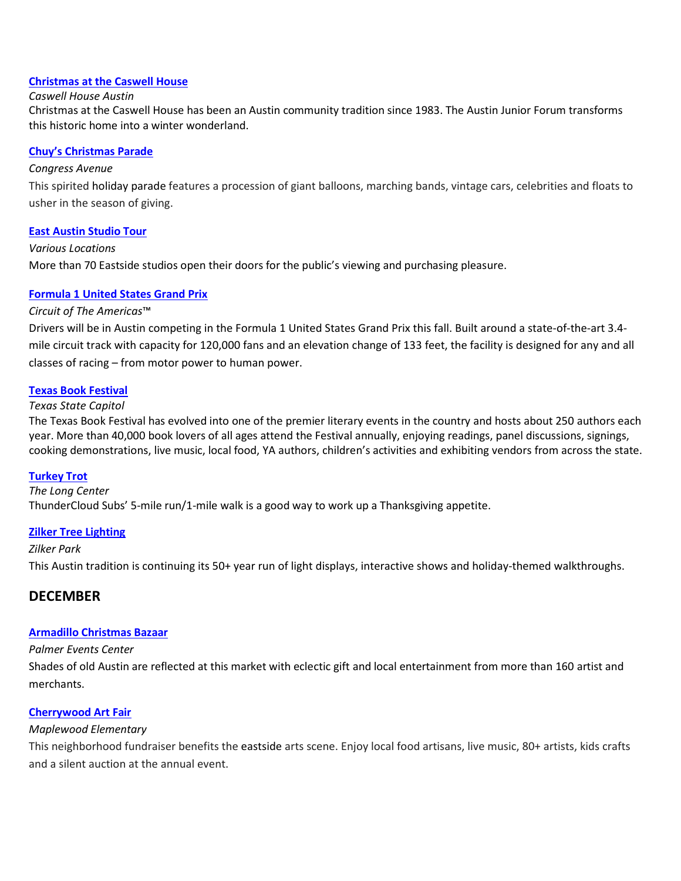**[Christmas at the Caswell House]**

*Caswell House Austin*

Christmas at the Caswell House has been an Austin community tradition since 1983. The Austin Junior Forum transforms this historic home into a winter wonderland.

**[Chuy's Christmas Parade]**

*Congress Avenue*

This spirited holiday parade features a procession of giant balloons, marching bands, vintage cars, celebrities and floats to usher in the season of giving.

**[East Austin Studio Tour]**

*Various Locations*

More than 70 Eastside studios open their doors for the public's viewing and purchasing pleasure.

**[Formula 1 United States Grand Prix]**

*Circuit of The Americas™*

Drivers will be in Austin competing in the Formula 1 United States Grand Prix this fall. Built around a state-of-the-art 3.4-mile circuit track with capacity for 120,000 fans and an elevation change of 133 feet, the facility is designed for any and all classes of racing – from motor power to human power.

**[Texas Book Festival]**

*Texas State Capitol*

The Texas Book Festival has evolved into one of the premier literary events in the country and hosts about 250 authors each year. More than 40,000 book lovers of all ages attend the Festival annually, enjoying readings, panel discussions, signings, cooking demonstrations, live music, local food, YA authors, children's activities and exhibiting vendors from across the state.

**[Turkey Trot]**

*The Long Center*

ThunderCloud Subs' 5-mile run/1-mile walk is a good way to work up a Thanksgiving appetite.

**[Zilker Tree Lighting]**

*Zilker Park*

This Austin tradition is continuing its 50+ year run of light displays, interactive shows and holiday-themed walkthroughs.

## DECEMBER

**[Armadillo Christmas Bazaar]**

*Palmer Events Center*

Shades of old Austin are reflected at this market with eclectic gift and local entertainment from more than 160 artist and merchants.

**[Cherrywood Art Fair]**

*Maplewood Elementary*

This neighborhood fundraiser benefits the eastside arts scene. Enjoy local food artisans, live music, 80+ artists, kids crafts and a silent auction at the annual event.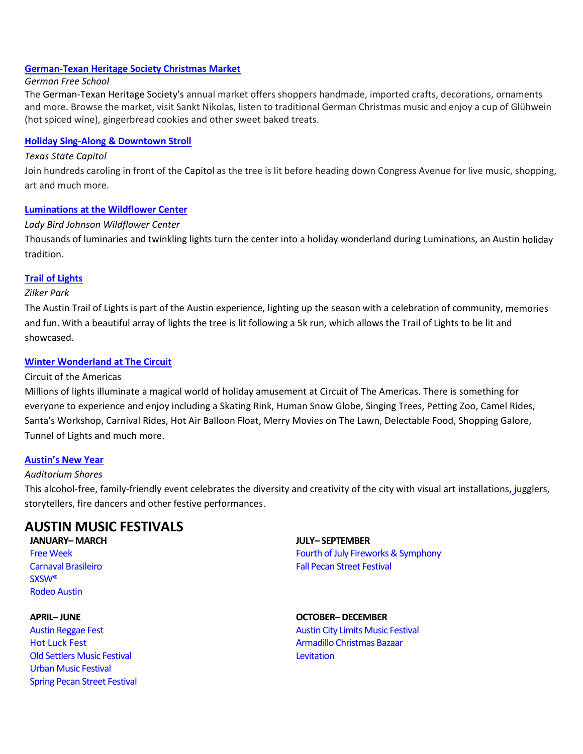**German-Texan Heritage Society Christmas Market**

*German Free School*

The German-Texan Heritage Society's annual market offers shoppers handmade, imported crafts, decorations, ornaments and more. Browse the market, visit Sankt Nikolas, listen to traditional German Christmas music and enjoy a cup of Glühwein (hot spiced wine), gingerbread cookies and other sweet baked treats.

**Holiday Sing-Along & Downtown Stroll**

*Texas State Capitol*

Join hundreds caroling in front of the Capitol as the tree is lit before heading down Congress Avenue for live music, shopping, art and much more.

**Luminations at the Wildflower Center**

*Lady Bird Johnson Wildflower Center*

Thousands of luminaries and twinkling lights turn the center into a holiday wonderland during Luminations, an Austin holiday tradition.

**Trail of Lights**

*Zilker Park*

The Austin Trail of Lights is part of the Austin experience, lighting up the season with a celebration of community, memories and fun. With a beautiful array of lights the tree is lit following a 5k run, which allows the Trail of Lights to be lit and showcased.

**Winter Wonderland at The Circuit**

Circuit of the Americas

Millions of lights illuminate a magical world of holiday amusement at Circuit of The Americas. There is something for everyone to experience and enjoy including a Skating Rink, Human Snow Globe, Singing Trees, Petting Zoo, Camel Rides, Santa's Workshop, Carnival Rides, Hot Air Balloon Float, Merry Movies on The Lawn, Delectable Food, Shopping Galore, Tunnel of Lights and much more.

**Austin's New Year**

*Auditorium Shores*

This alcohol-free, family-friendly event celebrates the diversity and creativity of the city with visual art installations, jugglers, storytellers, fire dancers and other festive performances.

# AUSTIN MUSIC FESTIVALS

**JANUARY– MARCH**

Free Week
Carnaval Brasileiro
SXSW®
Rodeo Austin

**APRIL– JUNE**

Austin Reggae Fest
Hot Luck Fest
Old Settlers Music Festival
Urban Music Festival
Spring Pecan Street Festival

**JULY– SEPTEMBER**

Fourth of July Fireworks & Symphony
Fall Pecan Street Festival

**OCTOBER– DECEMBER**

Austin City Limits Music Festival
Armadillo Christmas Bazaar
Levitation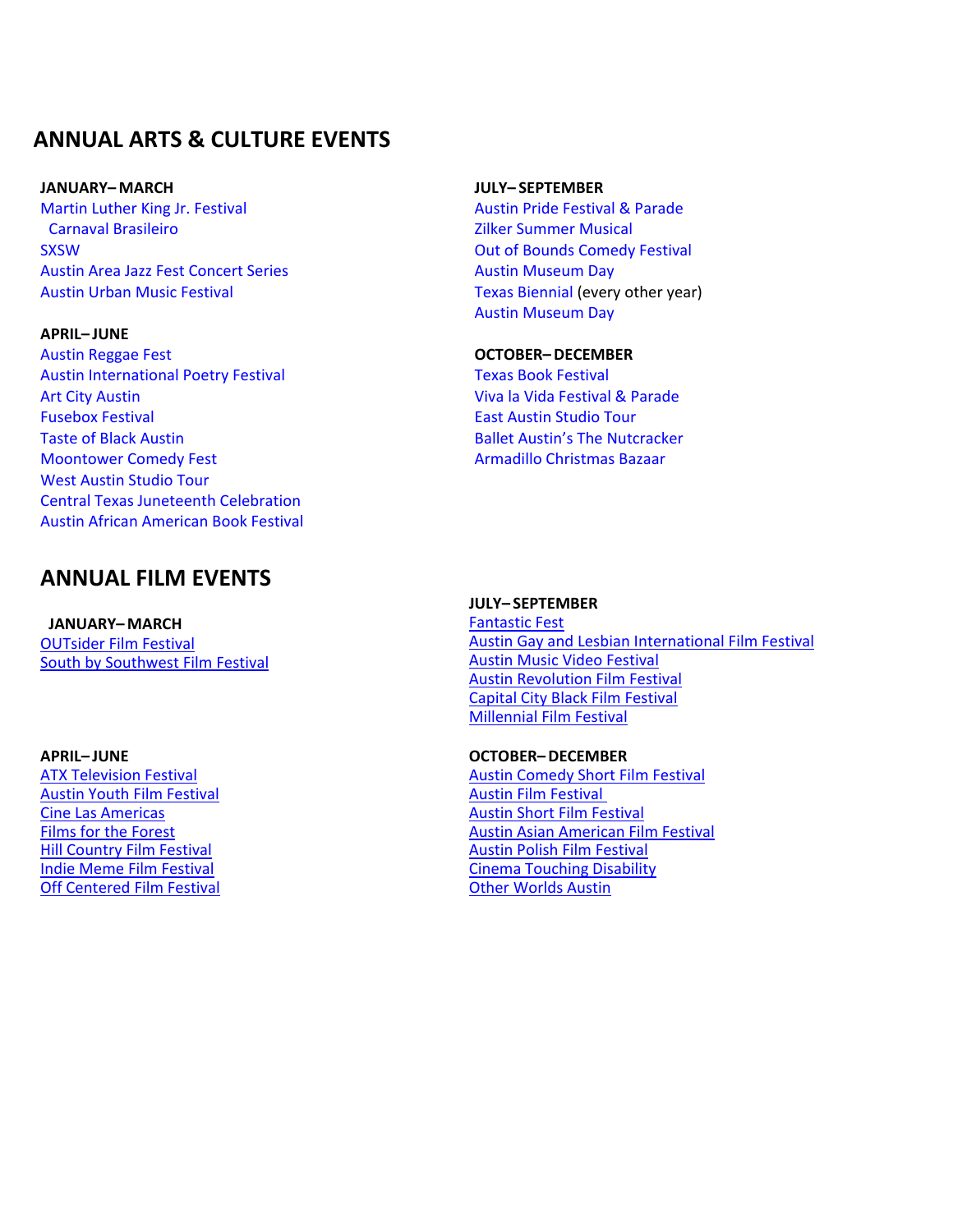## ANNUAL ARTS & CULTURE EVENTS

**JANUARY– MARCH**

Martin Luther King Jr. Festival
Carnaval Brasileiro
SXSW
Austin Area Jazz Fest Concert Series
Austin Urban Music Festival

**APRIL– JUNE**

Austin Reggae Fest
Austin International Poetry Festival
Art City Austin
Fusebox Festival
Taste of Black Austin
Moontower Comedy Fest
West Austin Studio Tour
Central Texas Juneteenth Celebration
Austin African American Book Festival

**JULY– SEPTEMBER**

Austin Pride Festival & Parade
Zilker Summer Musical
Out of Bounds Comedy Festival
Austin Museum Day
Texas Biennial (every other year)
Austin Museum Day

**OCTOBER– DECEMBER**

Texas Book Festival
Viva la Vida Festival & Parade
East Austin Studio Tour
Ballet Austin's The Nutcracker
Armadillo Christmas Bazaar

## ANNUAL FILM EVENTS

**JANUARY– MARCH**

OUTsider Film Festival
South by Southwest Film Festival

**APRIL– JUNE**

ATX Television Festival
Austin Youth Film Festival
Cine Las Americas
Films for the Forest
Hill Country Film Festival
Indie Meme Film Festival
Off Centered Film Festival

**JULY– SEPTEMBER**

Fantastic Fest
Austin Gay and Lesbian International Film Festival
Austin Music Video Festival
Austin Revolution Film Festival
Capital City Black Film Festival
Millennial Film Festival

**OCTOBER– DECEMBER**

Austin Comedy Short Film Festival
Austin Film Festival
Austin Short Film Festival
Austin Asian American Film Festival
Austin Polish Film Festival
Cinema Touching Disability
Other Worlds Austin